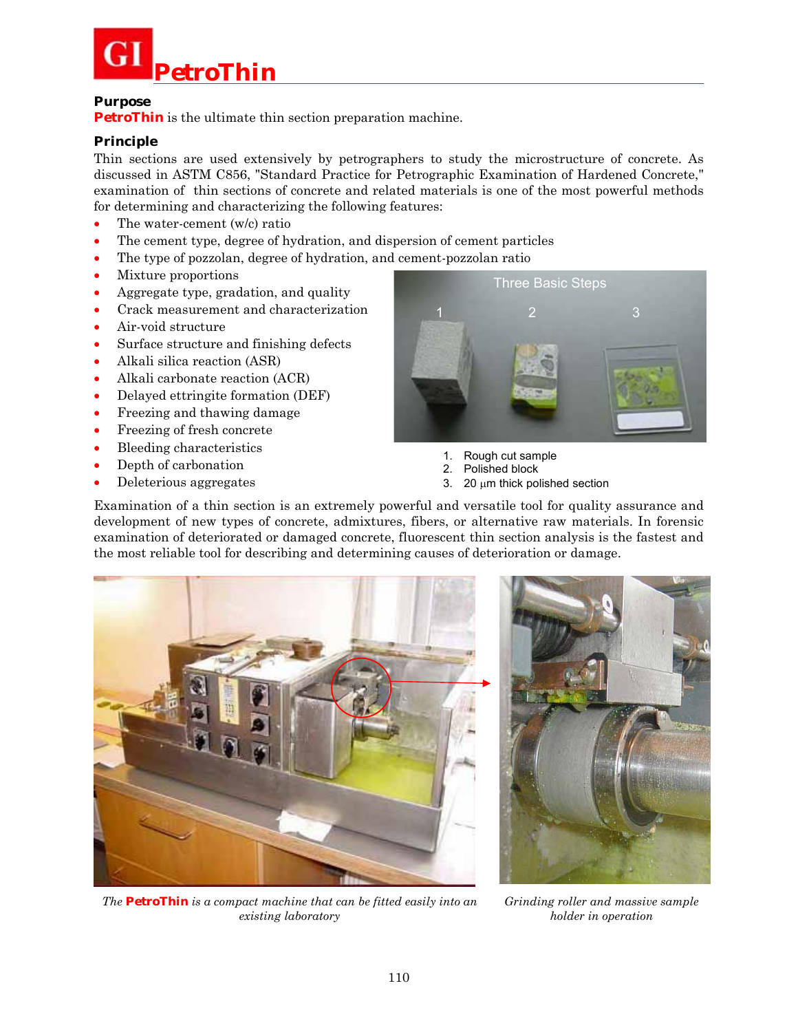# PetroThin

## Purpose

**PetroThin** is the ultimate thin section preparation machine.

## Principle

Thin sections are used extensively by petrographers to study the microstructure of concrete. As discussed in ASTM C856, "Standard Practice for Petrographic Examination of Hardened Concrete," examination of thin sections of concrete and related materials is one of the most powerful methods for determining and characterizing the following features:

- The water-cement (w/c) ratio
- The cement type, degree of hydration, and dispersion of cement particles
- The type of pozzolan, degree of hydration, and cement-pozzolan ratio
- Mixture proportions
- Aggregate type, gradation, and quality
- Crack measurement and characterization
- Air-void structure
- Surface structure and finishing defects
- Alkali silica reaction (ASR)
- Alkali carbonate reaction (ACR)
- Delayed ettringite formation (DEF)
- Freezing and thawing damage
- Freezing of fresh concrete
- Bleeding characteristics
- Depth of carbonation
- Deleterious aggregates

Three Basic Steps

1. Rough cut sample
2. Polished block
3. 20 µm thick polished section

Examination of a thin section is an extremely powerful and versatile tool for quality assurance and development of new types of concrete, admixtures, fibers, or alternative raw materials. In forensic examination of deteriorated or damaged concrete, fluorescent thin section analysis is the fastest and the most reliable tool for describing and determining causes of deterioration or damage.

*The **PetroThin** is a compact machine that can be fitted easily into an existing laboratory*

*Grinding roller and massive sample holder in operation*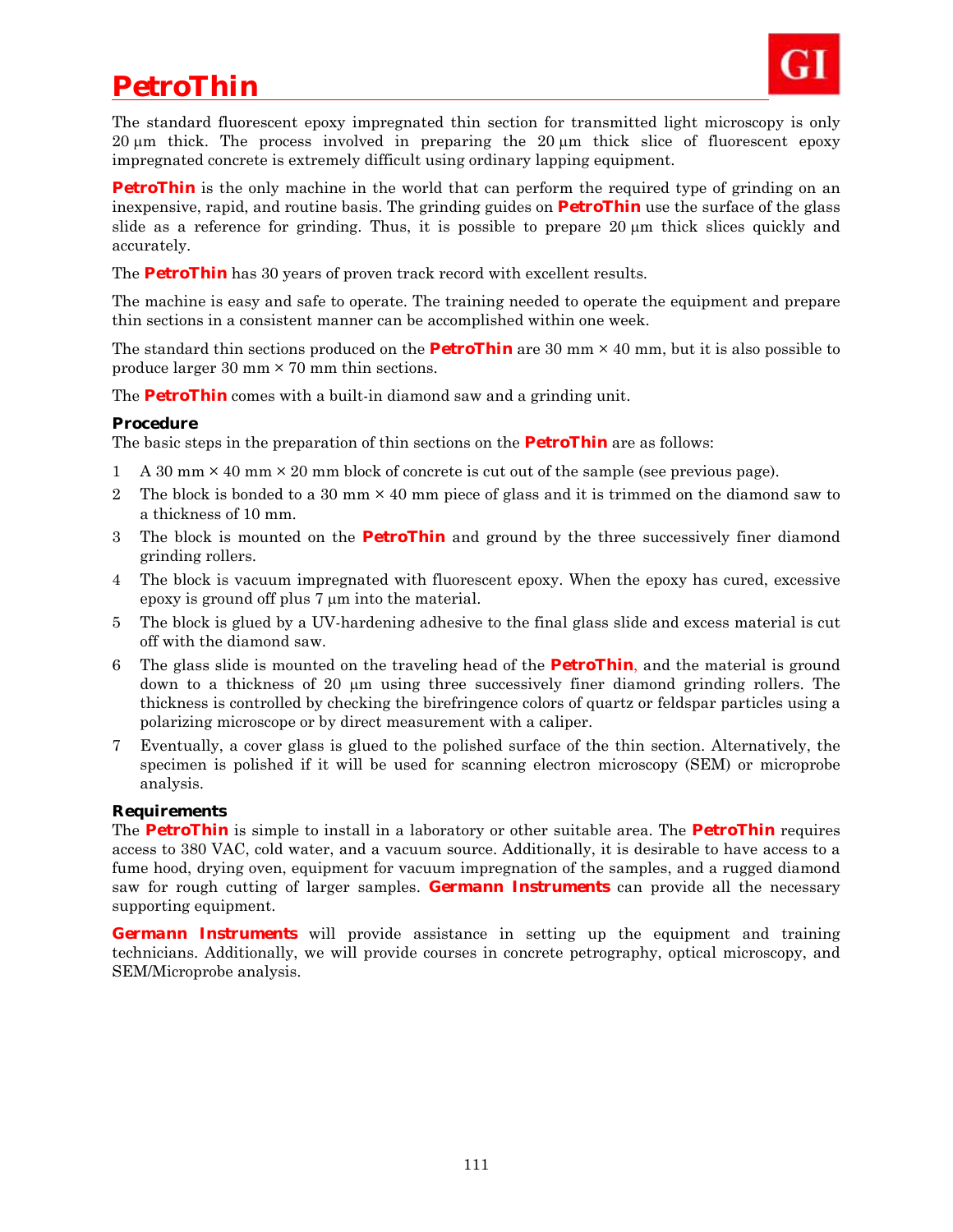# PetroThin

The standard fluorescent epoxy impregnated thin section for transmitted light microscopy is only 20 µm thick. The process involved in preparing the 20 µm thick slice of fluorescent epoxy impregnated concrete is extremely difficult using ordinary lapping equipment.

**PetroThin** is the only machine in the world that can perform the required type of grinding on an inexpensive, rapid, and routine basis. The grinding guides on **PetroThin** use the surface of the glass slide as a reference for grinding. Thus, it is possible to prepare 20 µm thick slices quickly and accurately.

The **PetroThin** has 30 years of proven track record with excellent results.

The machine is easy and safe to operate. The training needed to operate the equipment and prepare thin sections in a consistent manner can be accomplished within one week.

The standard thin sections produced on the **PetroThin** are 30 mm × 40 mm, but it is also possible to produce larger 30 mm × 70 mm thin sections.

The **PetroThin** comes with a built-in diamond saw and a grinding unit.

### Procedure

The basic steps in the preparation of thin sections on the **PetroThin** are as follows:

1. A 30 mm × 40 mm × 20 mm block of concrete is cut out of the sample (see previous page).
2. The block is bonded to a 30 mm × 40 mm piece of glass and it is trimmed on the diamond saw to a thickness of 10 mm.
3. The block is mounted on the **PetroThin** and ground by the three successively finer diamond grinding rollers.
4. The block is vacuum impregnated with fluorescent epoxy. When the epoxy has cured, excessive epoxy is ground off plus 7 µm into the material.
5. The block is glued by a UV-hardening adhesive to the final glass slide and excess material is cut off with the diamond saw.
6. The glass slide is mounted on the traveling head of the **PetroThin**, and the material is ground down to a thickness of 20 µm using three successively finer diamond grinding rollers. The thickness is controlled by checking the birefringence colors of quartz or feldspar particles using a polarizing microscope or by direct measurement with a caliper.
7. Eventually, a cover glass is glued to the polished surface of the thin section. Alternatively, the specimen is polished if it will be used for scanning electron microscopy (SEM) or microprobe analysis.

### Requirements

The **PetroThin** is simple to install in a laboratory or other suitable area. The **PetroThin** requires access to 380 VAC, cold water, and a vacuum source. Additionally, it is desirable to have access to a fume hood, drying oven, equipment for vacuum impregnation of the samples, and a rugged diamond saw for rough cutting of larger samples. **Germann Instruments** can provide all the necessary supporting equipment.

**Germann Instruments** will provide assistance in setting up the equipment and training technicians. Additionally, we will provide courses in concrete petrography, optical microscopy, and SEM/Microprobe analysis.